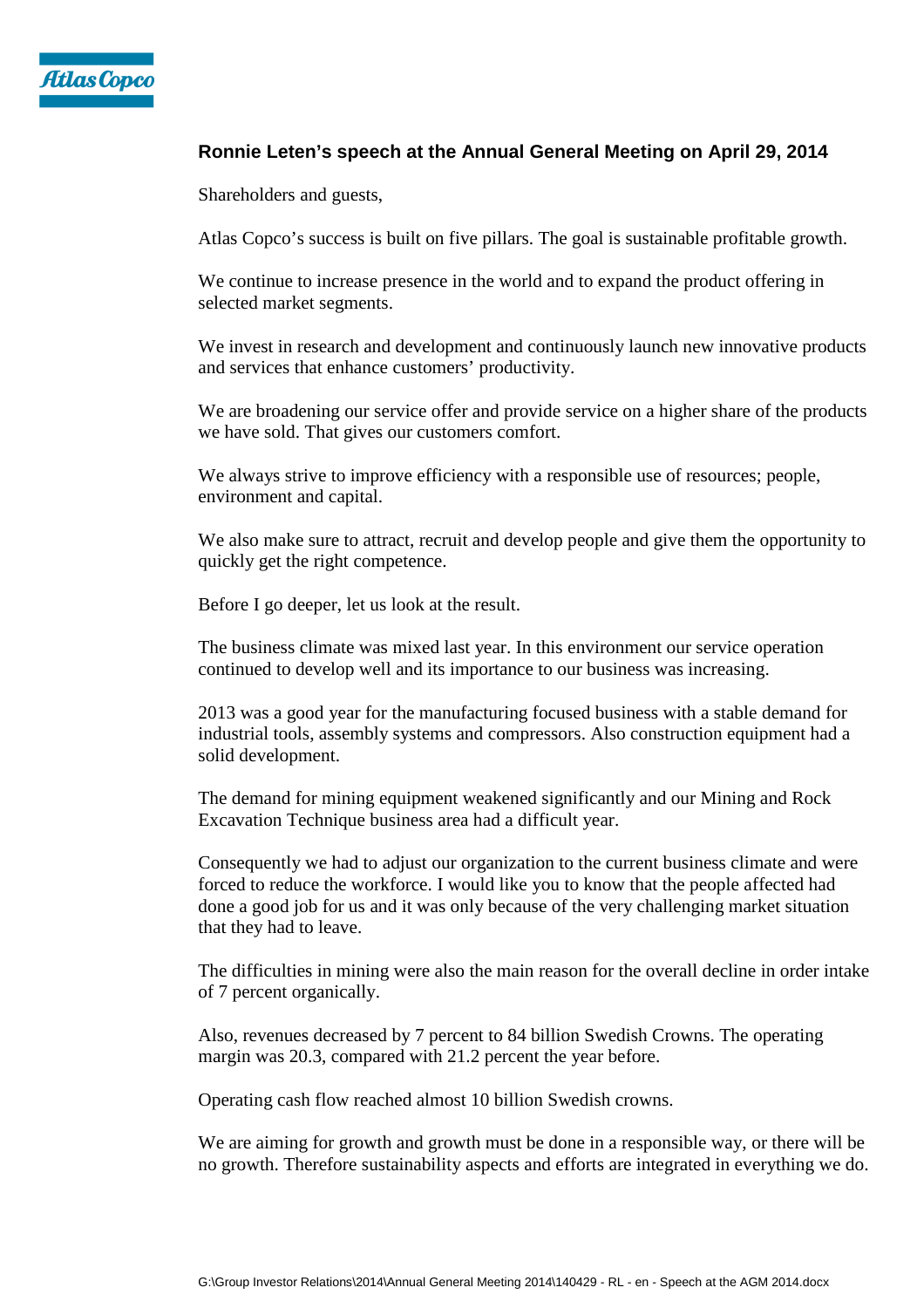# Ronnie Leten's speech at the Annual General Meeting on April 29, 2014

Shareholders and guests,

Atlas Copco's success is built on five pillars. The goal is sustainable profitable growth.

We continue to increase presence in the world and to expand the product offering in selected market segments.

We invest in research and development and continuously launch new innovative products and services that enhance customers' productivity.

We are broadening our service offer and provide service on a higher share of the products we have sold. That gives our customers comfort.

We always strive to improve efficiency with a responsible use of resources; people, environment and capital.

We also make sure to attract, recruit and develop people and give them the opportunity to quickly get the right competence.

Before I go deeper, let us look at the result.

The business climate was mixed last year. In this environment our service operation continued to develop well and its importance to our business was increasing.

2013 was a good year for the manufacturing focused business with a stable demand for industrial tools, assembly systems and compressors. Also construction equipment had a solid development.

The demand for mining equipment weakened significantly and our Mining and Rock Excavation Technique business area had a difficult year.

Consequently we had to adjust our organization to the current business climate and were forced to reduce the workforce. I would like you to know that the people affected had done a good job for us and it was only because of the very challenging market situation that they had to leave.

The difficulties in mining were also the main reason for the overall decline in order intake of 7 percent organically.

Also, revenues decreased by 7 percent to 84 billion Swedish Crowns. The operating margin was 20.3, compared with 21.2 percent the year before.

Operating cash flow reached almost 10 billion Swedish crowns.

We are aiming for growth and growth must be done in a responsible way, or there will be no growth. Therefore sustainability aspects and efforts are integrated in everything we do.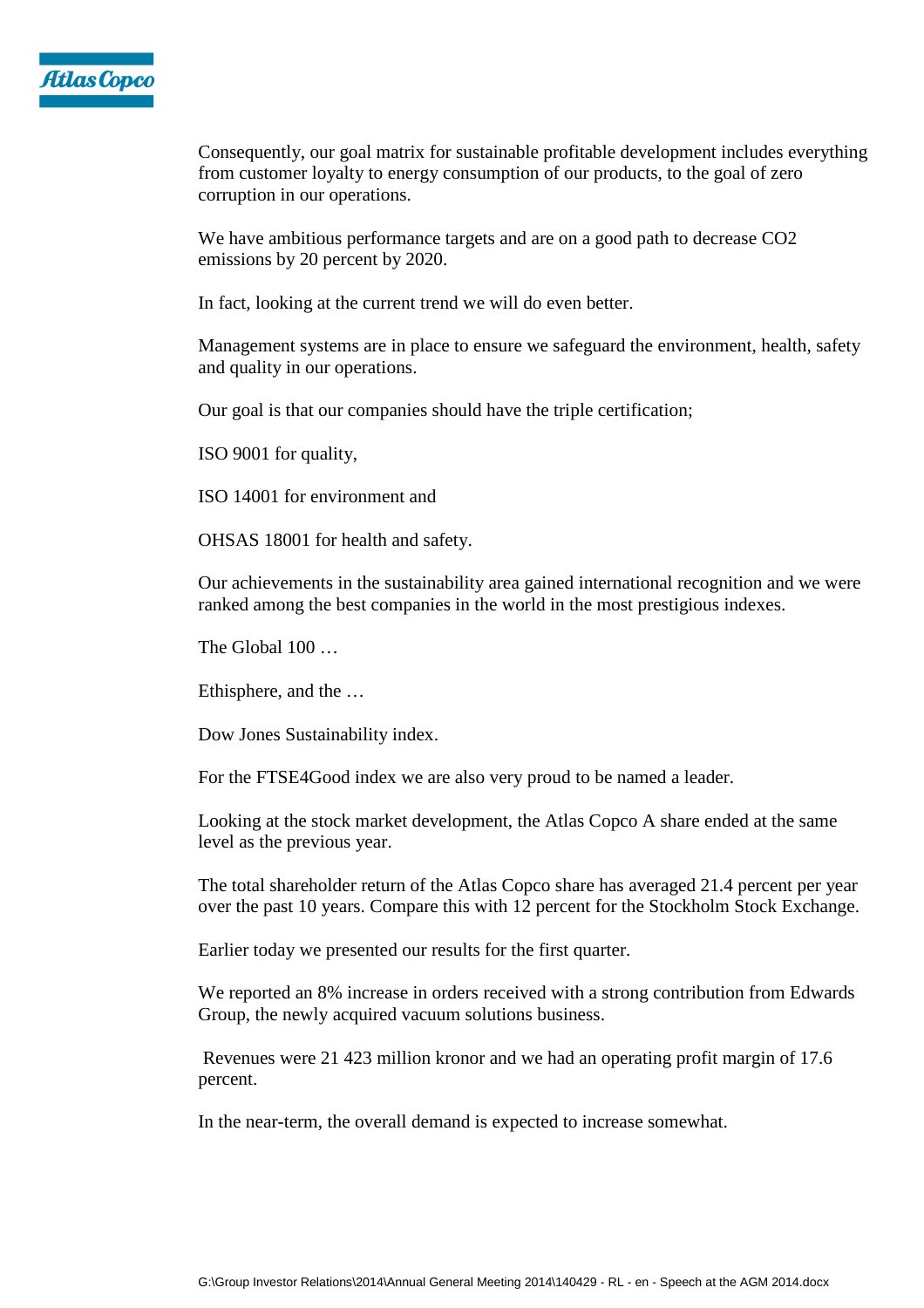Consequently, our goal matrix for sustainable profitable development includes everything from customer loyalty to energy consumption of our products, to the goal of zero corruption in our operations.

We have ambitious performance targets and are on a good path to decrease $CO_2$ emissions by 20 percent by 2020.

In fact, looking at the current trend we will do even better.

Management systems are in place to ensure we safeguard the environment, health, safety and quality in our operations.

Our goal is that our companies should have the triple certification;

ISO 9001 for quality,

ISO 14001 for environment and

OHSAS 18001 for health and safety.

Our achievements in the sustainability area gained international recognition and we were ranked among the best companies in the world in the most prestigious indexes.

The Global 100 …

Ethisphere, and the …

Dow Jones Sustainability index.

For the FTSE4Good index we are also very proud to be named a leader.

Looking at the stock market development, the Atlas Copco A share ended at the same level as the previous year.

The total shareholder return of the Atlas Copco share has averaged 21.4 percent per year over the past 10 years. Compare this with 12 percent for the Stockholm Stock Exchange.

Earlier today we presented our results for the first quarter.

We reported an 8% increase in orders received with a strong contribution from Edwards Group, the newly acquired vacuum solutions business.

Revenues were 21 423 million kronor and we had an operating profit margin of 17.6 percent.

In the near-term, the overall demand is expected to increase somewhat.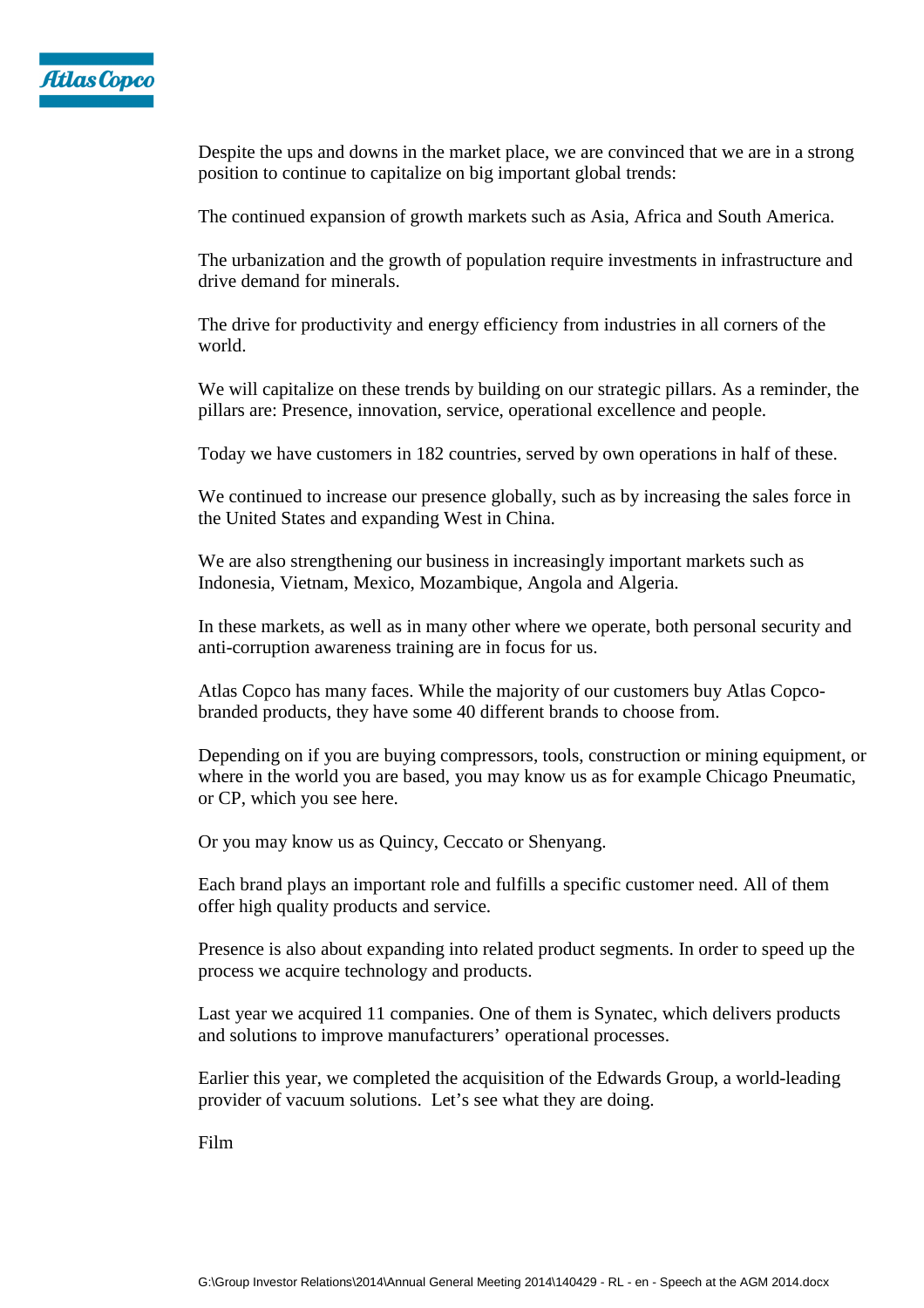Despite the ups and downs in the market place, we are convinced that we are in a strong position to continue to capitalize on big important global trends:

The continued expansion of growth markets such as Asia, Africa and South America.

The urbanization and the growth of population require investments in infrastructure and drive demand for minerals.

The drive for productivity and energy efficiency from industries in all corners of the world.

We will capitalize on these trends by building on our strategic pillars. As a reminder, the pillars are: Presence, innovation, service, operational excellence and people.

Today we have customers in 182 countries, served by own operations in half of these.

We continued to increase our presence globally, such as by increasing the sales force in the United States and expanding West in China.

We are also strengthening our business in increasingly important markets such as Indonesia, Vietnam, Mexico, Mozambique, Angola and Algeria.

In these markets, as well as in many other where we operate, both personal security and anti-corruption awareness training are in focus for us.

Atlas Copco has many faces. While the majority of our customers buy Atlas Copco-branded products, they have some 40 different brands to choose from.

Depending on if you are buying compressors, tools, construction or mining equipment, or where in the world you are based, you may know us as for example Chicago Pneumatic, or CP, which you see here.

Or you may know us as Quincy, Ceccato or Shenyang.

Each brand plays an important role and fulfills a specific customer need. All of them offer high quality products and service.

Presence is also about expanding into related product segments. In order to speed up the process we acquire technology and products.

Last year we acquired 11 companies. One of them is Synatec, which delivers products and solutions to improve manufacturers' operational processes.

Earlier this year, we completed the acquisition of the Edwards Group, a world-leading provider of vacuum solutions. Let's see what they are doing.

Film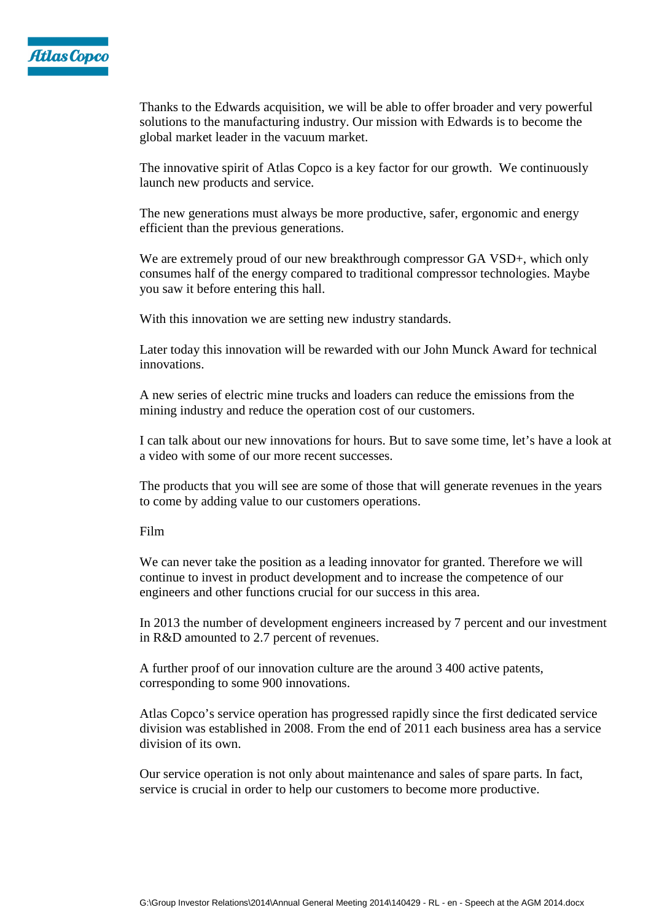Thanks to the Edwards acquisition, we will be able to offer broader and very powerful solutions to the manufacturing industry. Our mission with Edwards is to become the global market leader in the vacuum market.

The innovative spirit of Atlas Copco is a key factor for our growth. We continuously launch new products and service.

The new generations must always be more productive, safer, ergonomic and energy efficient than the previous generations.

We are extremely proud of our new breakthrough compressor GA VSD+, which only consumes half of the energy compared to traditional compressor technologies. Maybe you saw it before entering this hall.

With this innovation we are setting new industry standards.

Later today this innovation will be rewarded with our John Munck Award for technical innovations.

A new series of electric mine trucks and loaders can reduce the emissions from the mining industry and reduce the operation cost of our customers.

I can talk about our new innovations for hours. But to save some time, let's have a look at a video with some of our more recent successes.

The products that you will see are some of those that will generate revenues in the years to come by adding value to our customers operations.

Film

We can never take the position as a leading innovator for granted. Therefore we will continue to invest in product development and to increase the competence of our engineers and other functions crucial for our success in this area.

In 2013 the number of development engineers increased by 7 percent and our investment in R&D amounted to 2.7 percent of revenues.

A further proof of our innovation culture are the around 3 400 active patents, corresponding to some 900 innovations.

Atlas Copco's service operation has progressed rapidly since the first dedicated service division was established in 2008. From the end of 2011 each business area has a service division of its own.

Our service operation is not only about maintenance and sales of spare parts. In fact, service is crucial in order to help our customers to become more productive.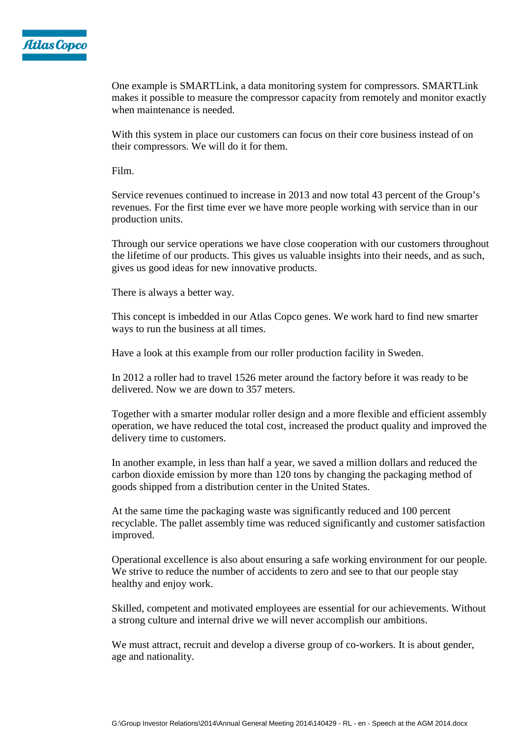One example is SMARTLink, a data monitoring system for compressors. SMARTLink makes it possible to measure the compressor capacity from remotely and monitor exactly when maintenance is needed.

With this system in place our customers can focus on their core business instead of on their compressors. We will do it for them.

Film.

Service revenues continued to increase in 2013 and now total 43 percent of the Group's revenues. For the first time ever we have more people working with service than in our production units.

Through our service operations we have close cooperation with our customers throughout the lifetime of our products. This gives us valuable insights into their needs, and as such, gives us good ideas for new innovative products.

There is always a better way.

This concept is imbedded in our Atlas Copco genes. We work hard to find new smarter ways to run the business at all times.

Have a look at this example from our roller production facility in Sweden.

In 2012 a roller had to travel 1526 meter around the factory before it was ready to be delivered. Now we are down to 357 meters.

Together with a smarter modular roller design and a more flexible and efficient assembly operation, we have reduced the total cost, increased the product quality and improved the delivery time to customers.

In another example, in less than half a year, we saved a million dollars and reduced the carbon dioxide emission by more than 120 tons by changing the packaging method of goods shipped from a distribution center in the United States.

At the same time the packaging waste was significantly reduced and 100 percent recyclable. The pallet assembly time was reduced significantly and customer satisfaction improved.

Operational excellence is also about ensuring a safe working environment for our people. We strive to reduce the number of accidents to zero and see to that our people stay healthy and enjoy work.

Skilled, competent and motivated employees are essential for our achievements. Without a strong culture and internal drive we will never accomplish our ambitions.

We must attract, recruit and develop a diverse group of co-workers. It is about gender, age and nationality.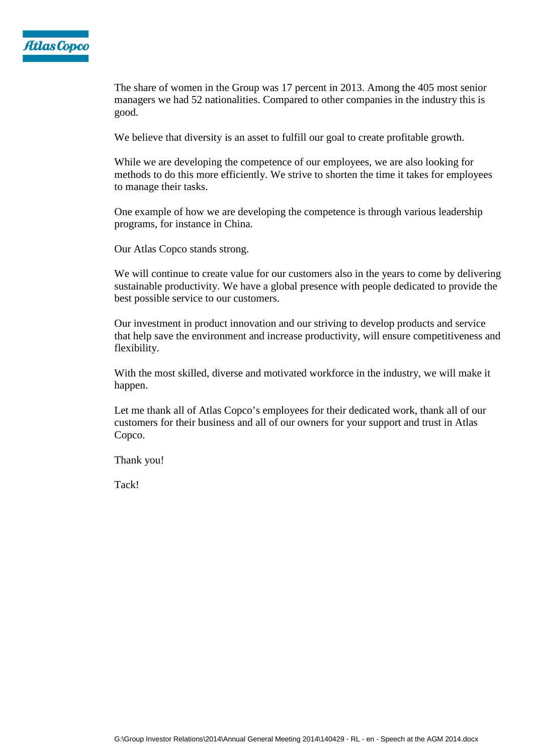The share of women in the Group was 17 percent in 2013. Among the 405 most senior managers we had 52 nationalities. Compared to other companies in the industry this is good.

We believe that diversity is an asset to fulfill our goal to create profitable growth.

While we are developing the competence of our employees, we are also looking for methods to do this more efficiently. We strive to shorten the time it takes for employees to manage their tasks.

One example of how we are developing the competence is through various leadership programs, for instance in China.

Our Atlas Copco stands strong.

We will continue to create value for our customers also in the years to come by delivering sustainable productivity. We have a global presence with people dedicated to provide the best possible service to our customers.

Our investment in product innovation and our striving to develop products and service that help save the environment and increase productivity, will ensure competitiveness and flexibility.

With the most skilled, diverse and motivated workforce in the industry, we will make it happen.

Let me thank all of Atlas Copco's employees for their dedicated work, thank all of our customers for their business and all of our owners for your support and trust in Atlas Copco.

Thank you!

Tack!